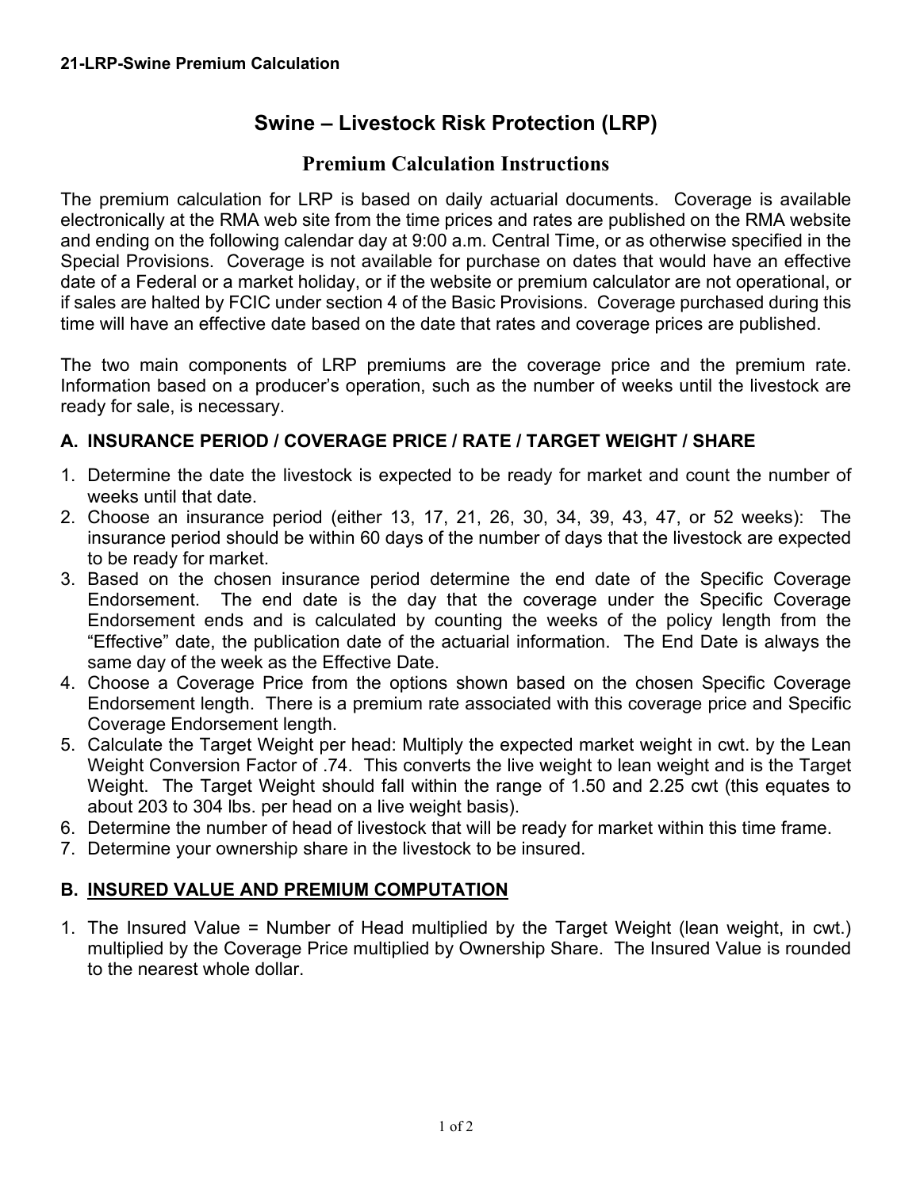# Swine – Livestock Risk Protection (LRP)

## Premium Calculation Instructions

The premium calculation for LRP is based on daily actuarial documents. Coverage is available electronically at the RMA web site from the time prices and rates are published on the RMA website and ending on the following calendar day at 9:00 a.m. Central Time, or as otherwise specified in the Special Provisions. Coverage is not available for purchase on dates that would have an effective date of a Federal or a market holiday, or if the website or premium calculator are not operational, or if sales are halted by FCIC under section 4 of the Basic Provisions. Coverage purchased during this time will have an effective date based on the date that rates and coverage prices are published.

The two main components of LRP premiums are the coverage price and the premium rate. Information based on a producer's operation, such as the number of weeks until the livestock are ready for sale, is necessary.

### A. INSURANCE PERIOD / COVERAGE PRICE / RATE / TARGET WEIGHT / SHARE

1. Determine the date the livestock is expected to be ready for market and count the number of weeks until that date.
2. Choose an insurance period (either 13, 17, 21, 26, 30, 34, 39, 43, 47, or 52 weeks): The insurance period should be within 60 days of the number of days that the livestock are expected to be ready for market.
3. Based on the chosen insurance period determine the end date of the Specific Coverage Endorsement. The end date is the day that the coverage under the Specific Coverage Endorsement ends and is calculated by counting the weeks of the policy length from the "Effective" date, the publication date of the actuarial information. The End Date is always the same day of the week as the Effective Date.
4. Choose a Coverage Price from the options shown based on the chosen Specific Coverage Endorsement length. There is a premium rate associated with this coverage price and Specific Coverage Endorsement length.
5. Calculate the Target Weight per head: Multiply the expected market weight in cwt. by the Lean Weight Conversion Factor of .74. This converts the live weight to lean weight and is the Target Weight. The Target Weight should fall within the range of 1.50 and 2.25 cwt (this equates to about 203 to 304 lbs. per head on a live weight basis).
6. Determine the number of head of livestock that will be ready for market within this time frame.
7. Determine your ownership share in the livestock to be insured.

### B. INSURED VALUE AND PREMIUM COMPUTATION

1. The Insured Value = Number of Head multiplied by the Target Weight (lean weight, in cwt.) multiplied by the Coverage Price multiplied by Ownership Share. The Insured Value is rounded to the nearest whole dollar.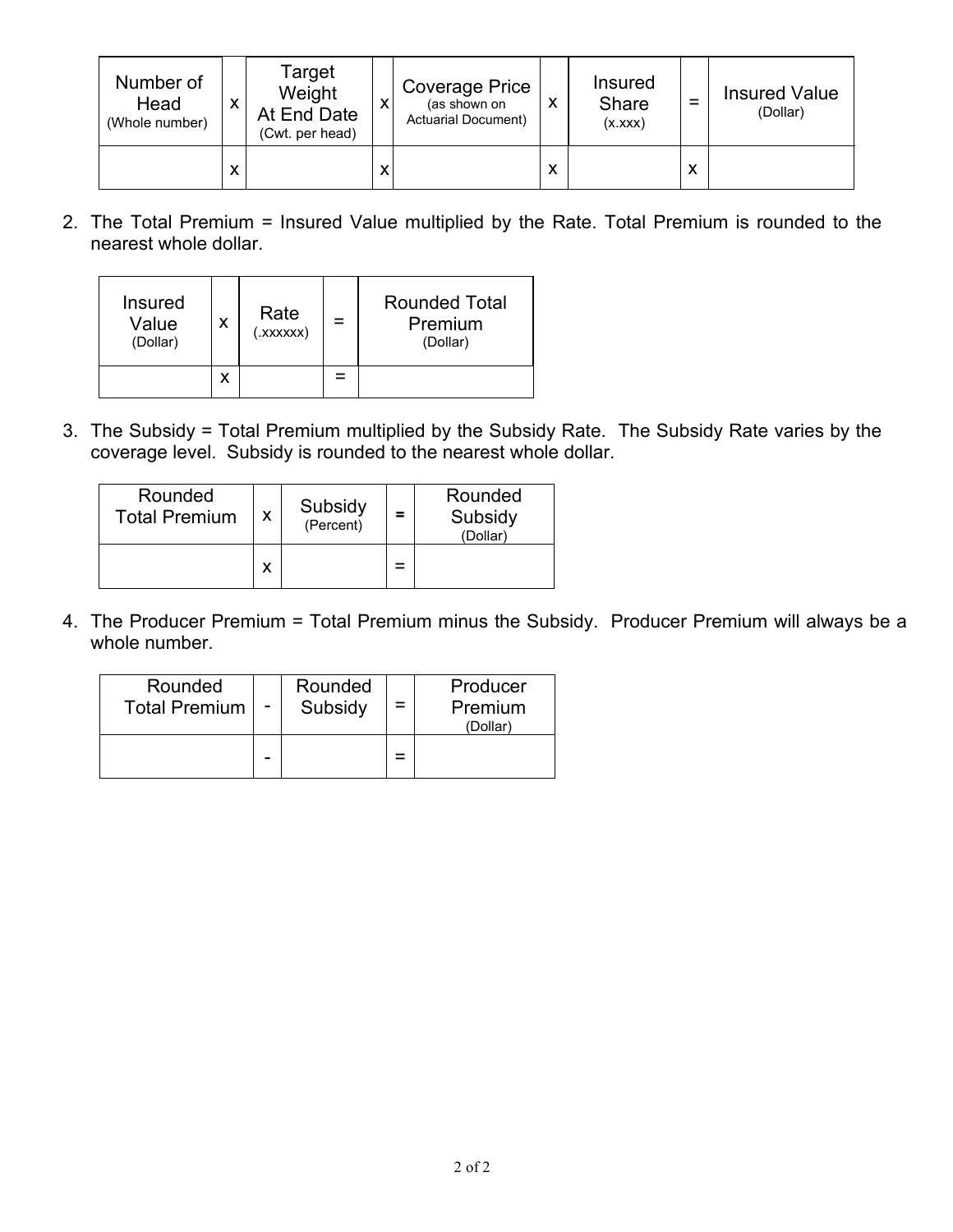| Number of Head (Whole number) | x | Target Weight At End Date (Cwt. per head) | x | Coverage Price (as shown on Actuarial Document) | x | Insured Share (x.xxx) | = | Insured Value (Dollar) |
|---|---|---|---|---|---|---|---|---|
| | x | | x | | x | | x | |

2. The Total Premium = Insured Value multiplied by the Rate. Total Premium is rounded to the nearest whole dollar.

| Insured Value (Dollar) | x | Rate (.xxxxxx) | = | Rounded Total Premium (Dollar) |
|---|---|---|---|---|
| | x | | = | |

3. The Subsidy = Total Premium multiplied by the Subsidy Rate. The Subsidy Rate varies by the coverage level. Subsidy is rounded to the nearest whole dollar.

| Rounded Total Premium | x | Subsidy (Percent) | = | Rounded Subsidy (Dollar) |
|---|---|---|---|---|
| | x | | = | |

4. The Producer Premium = Total Premium minus the Subsidy. Producer Premium will always be a whole number.

| Rounded Total Premium | - | Rounded Subsidy | = | Producer Premium (Dollar) |
|---|---|---|---|---|
| | - | | = | |